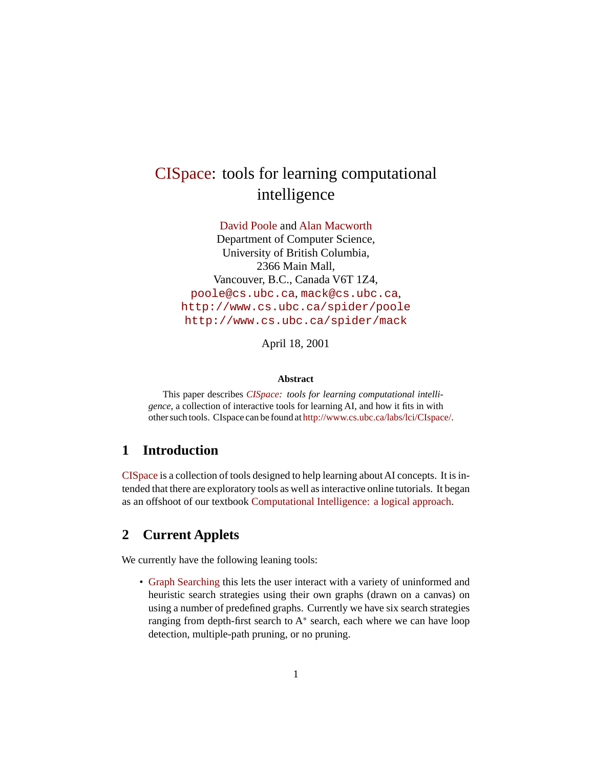# CISpace: tools for learning computational intelligence

David Poole and Alan Macworth
Department of Computer Science,
University of British Columbia,
2366 Main Mall,
Vancouver, B.C., Canada V6T 1Z4,
`poole@cs.ubc.ca`, `mack@cs.ubc.ca`,
`http://www.cs.ubc.ca/spider/poole`
`http://www.cs.ubc.ca/spider/mack`

April 18, 2001

### Abstract

This paper describes *CISpace: tools for learning computational intelligence*, a collection of interactive tools for learning AI, and how it fits in with other such tools. CIspace can be found at http://www.cs.ubc.ca/labs/lci/CIspace/.

## 1 Introduction

CISpace is a collection of tools designed to help learning about AI concepts. It is intended that there are exploratory tools as well as interactive online tutorials. It began as an offshoot of our textbook Computational Intelligence: a logical approach.

## 2 Current Applets

We currently have the following leaning tools:

- Graph Searching this lets the user interact with a variety of uninformed and heuristic search strategies using their own graphs (drawn on a canvas) on using a number of predefined graphs. Currently we have six search strategies ranging from depth-first search to $A^*$ search, each where we can have loop detection, multiple-path pruning, or no pruning.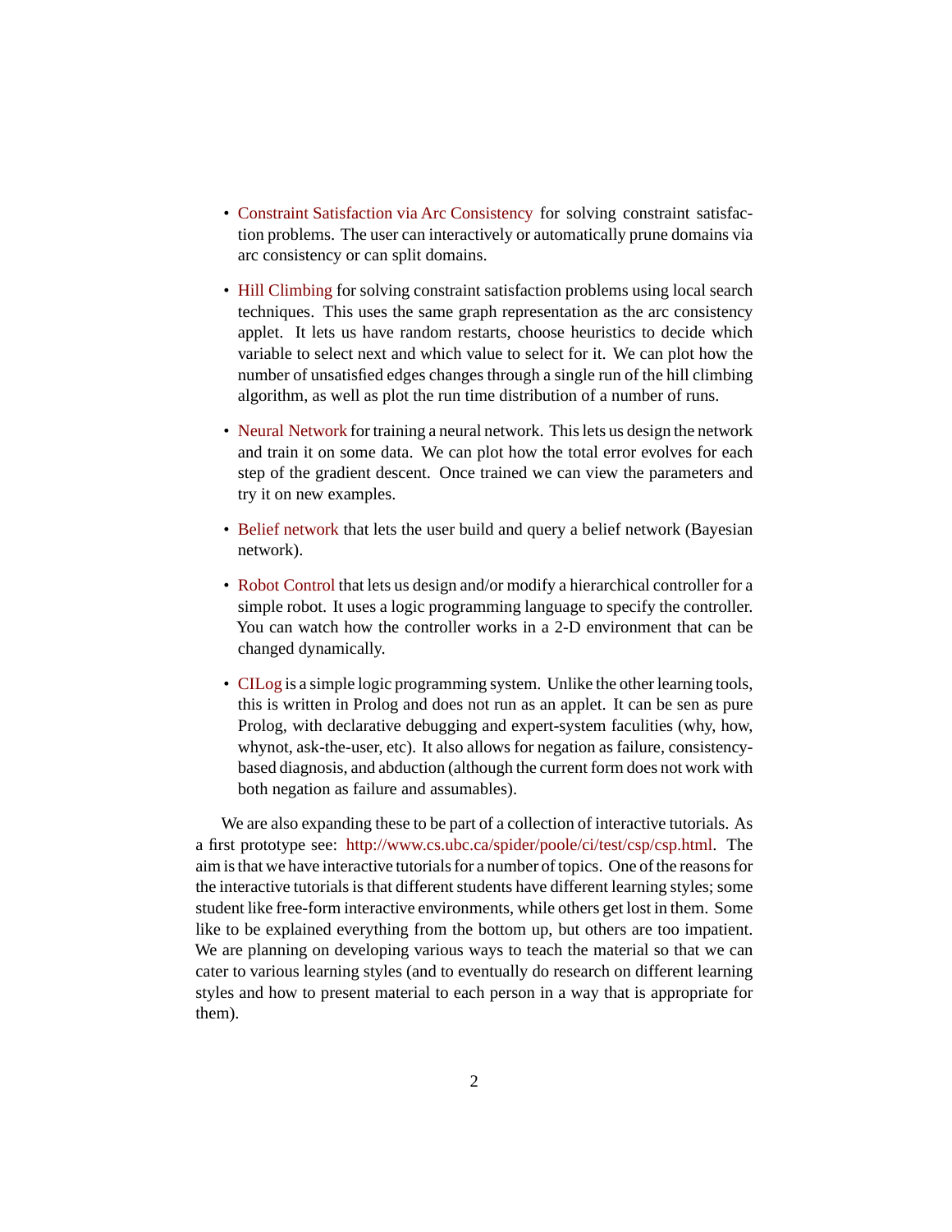- Constraint Satisfaction via Arc Consistency for solving constraint satisfaction problems. The user can interactively or automatically prune domains via arc consistency or can split domains.

- Hill Climbing for solving constraint satisfaction problems using local search techniques. This uses the same graph representation as the arc consistency applet. It lets us have random restarts, choose heuristics to decide which variable to select next and which value to select for it. We can plot how the number of unsatisfied edges changes through a single run of the hill climbing algorithm, as well as plot the run time distribution of a number of runs.

- Neural Network for training a neural network. This lets us design the network and train it on some data. We can plot how the total error evolves for each step of the gradient descent. Once trained we can view the parameters and try it on new examples.

- Belief network that lets the user build and query a belief network (Bayesian network).

- Robot Control that lets us design and/or modify a hierarchical controller for a simple robot. It uses a logic programming language to specify the controller. You can watch how the controller works in a 2-D environment that can be changed dynamically.

- CILog is a simple logic programming system. Unlike the other learning tools, this is written in Prolog and does not run as an applet. It can be sen as pure Prolog, with declarative debugging and expert-system faculities (why, how, whynot, ask-the-user, etc). It also allows for negation as failure, consistency-based diagnosis, and abduction (although the current form does not work with both negation as failure and assumables).

We are also expanding these to be part of a collection of interactive tutorials. As a first prototype see: http://www.cs.ubc.ca/spider/poole/ci/test/csp/csp.html. The aim is that we have interactive tutorials for a number of topics. One of the reasons for the interactive tutorials is that different students have different learning styles; some student like free-form interactive environments, while others get lost in them. Some like to be explained everything from the bottom up, but others are too impatient. We are planning on developing various ways to teach the material so that we can cater to various learning styles (and to eventually do research on different learning styles and how to present material to each person in a way that is appropriate for them).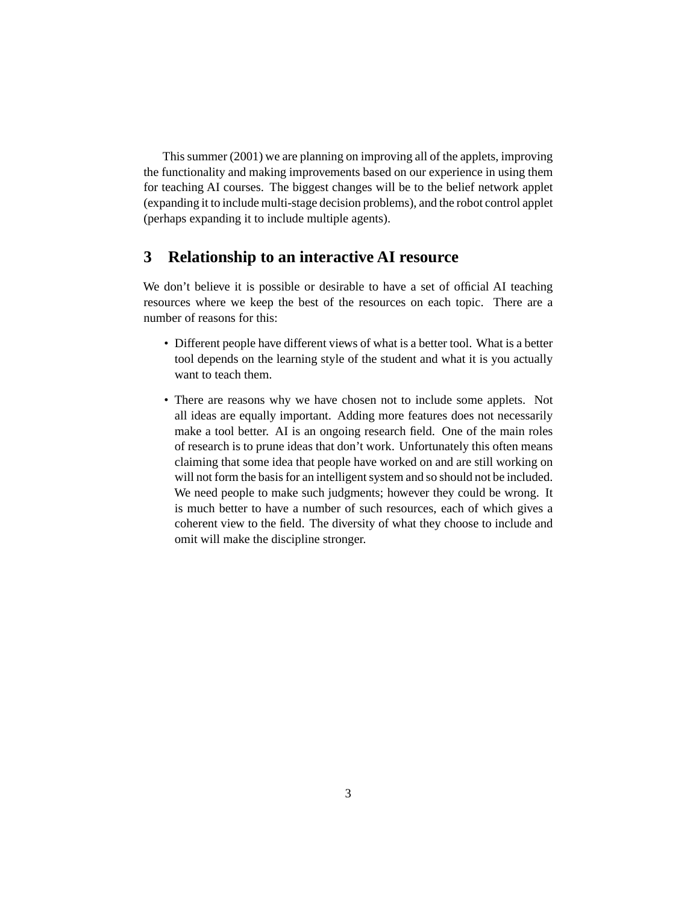This summer (2001) we are planning on improving all of the applets, improving the functionality and making improvements based on our experience in using them for teaching AI courses. The biggest changes will be to the belief network applet (expanding it to include multi-stage decision problems), and the robot control applet (perhaps expanding it to include multiple agents).

## 3 Relationship to an interactive AI resource

We don't believe it is possible or desirable to have a set of official AI teaching resources where we keep the best of the resources on each topic. There are a number of reasons for this:

- Different people have different views of what is a better tool. What is a better tool depends on the learning style of the student and what it is you actually want to teach them.
- There are reasons why we have chosen not to include some applets. Not all ideas are equally important. Adding more features does not necessarily make a tool better. AI is an ongoing research field. One of the main roles of research is to prune ideas that don't work. Unfortunately this often means claiming that some idea that people have worked on and are still working on will not form the basis for an intelligent system and so should not be included. We need people to make such judgments; however they could be wrong. It is much better to have a number of such resources, each of which gives a coherent view to the field. The diversity of what they choose to include and omit will make the discipline stronger.